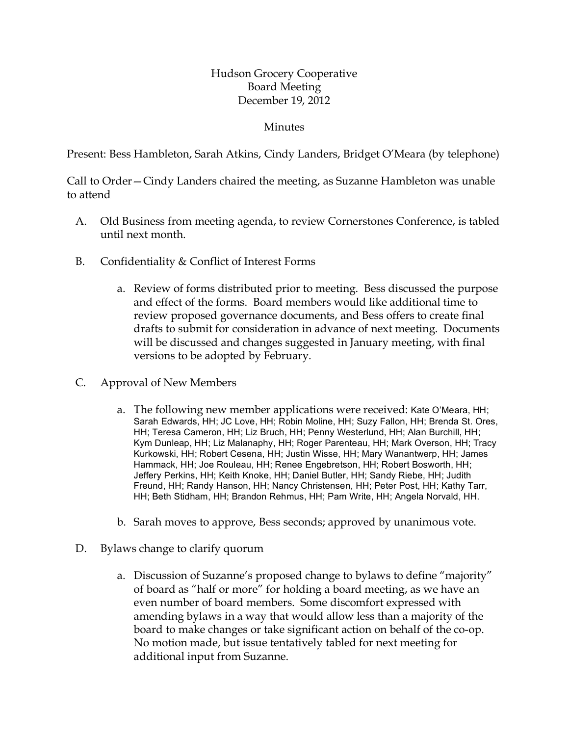Hudson Grocery Cooperative
Board Meeting
December 19, 2012

Minutes

Present: Bess Hambleton, Sarah Atkins, Cindy Landers, Bridget O'Meara (by telephone)

Call to Order—Cindy Landers chaired the meeting, as Suzanne Hambleton was unable to attend

A. Old Business from meeting agenda, to review Cornerstones Conference, is tabled until next month.

B. Confidentiality & Conflict of Interest Forms

   a. Review of forms distributed prior to meeting. Bess discussed the purpose and effect of the forms. Board members would like additional time to review proposed governance documents, and Bess offers to create final drafts to submit for consideration in advance of next meeting. Documents will be discussed and changes suggested in January meeting, with final versions to be adopted by February.

C. Approval of New Members

   a. The following new member applications were received: Kate O'Meara, HH; Sarah Edwards, HH; JC Love, HH; Robin Moline, HH; Suzy Fallon, HH; Brenda St. Ores, HH; Teresa Cameron, HH; Liz Bruch, HH; Penny Westerlund, HH; Alan Burchill, HH; Kym Dunleap, HH; Liz Malanaphy, HH; Roger Parenteau, HH; Mark Overson, HH; Tracy Kurkowski, HH; Robert Cesena, HH; Justin Wisse, HH; Mary Wanantwerp, HH; James Hammack, HH; Joe Rouleau, HH; Renee Engebretson, HH; Robert Bosworth, HH; Jeffery Perkins, HH; Keith Knoke, HH; Daniel Butler, HH; Sandy Riebe, HH; Judith Freund, HH; Randy Hanson, HH; Nancy Christensen, HH; Peter Post, HH; Kathy Tarr, HH; Beth Stidham, HH; Brandon Rehmus, HH; Pam Write, HH; Angela Norvald, HH.

   b. Sarah moves to approve, Bess seconds; approved by unanimous vote.

D. Bylaws change to clarify quorum

   a. Discussion of Suzanne's proposed change to bylaws to define "majority" of board as "half or more" for holding a board meeting, as we have an even number of board members. Some discomfort expressed with amending bylaws in a way that would allow less than a majority of the board to make changes or take significant action on behalf of the co-op. No motion made, but issue tentatively tabled for next meeting for additional input from Suzanne.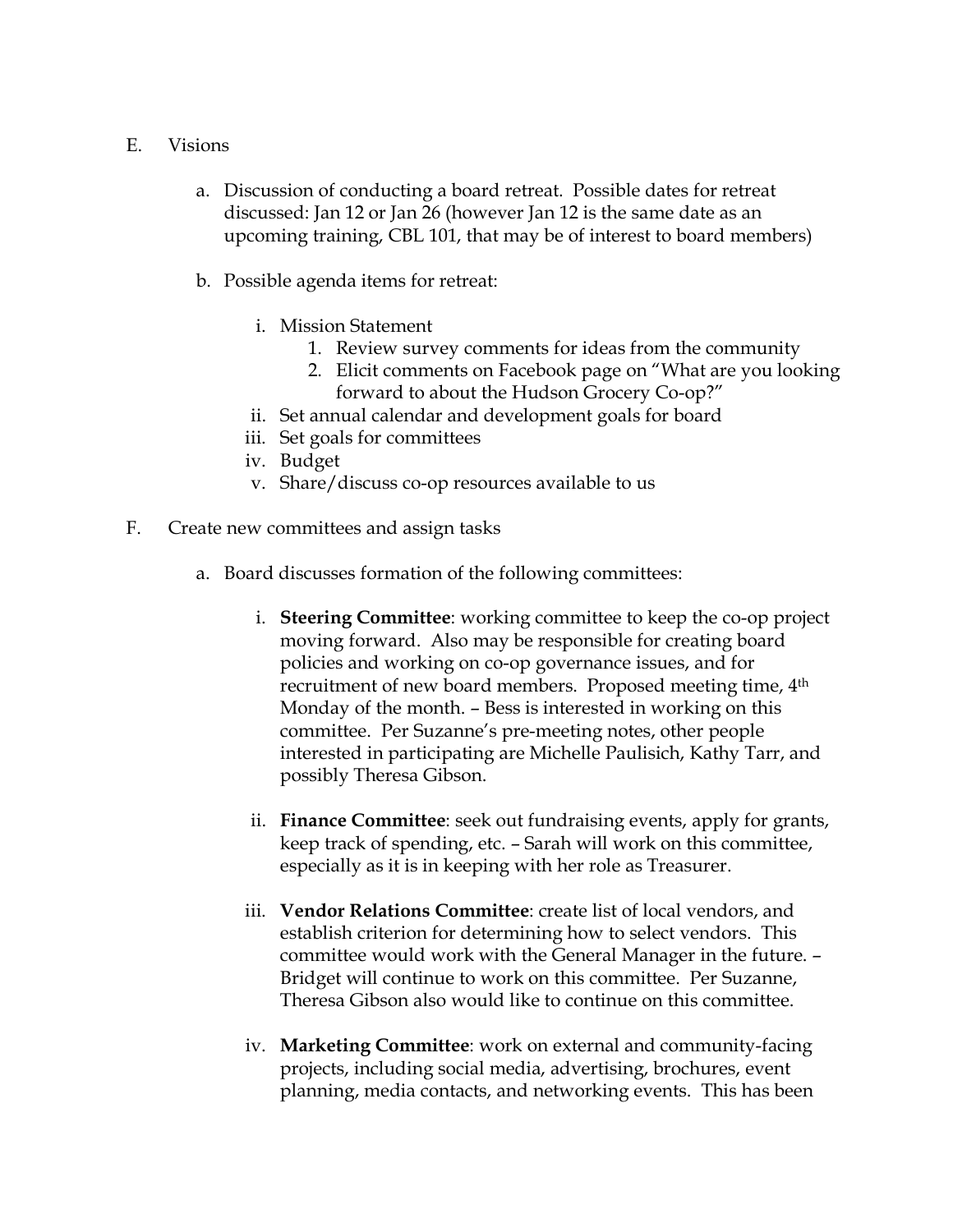E. Visions

  a. Discussion of conducting a board retreat. Possible dates for retreat discussed: Jan 12 or Jan 26 (however Jan 12 is the same date as an upcoming training, CBL 101, that may be of interest to board members)

  b. Possible agenda items for retreat:

     i. Mission Statement
        1. Review survey comments for ideas from the community
        2. Elicit comments on Facebook page on "What are you looking forward to about the Hudson Grocery Co-op?"
     ii. Set annual calendar and development goals for board
     iii. Set goals for committees
     iv. Budget
     v. Share/discuss co-op resources available to us

F. Create new committees and assign tasks

  a. Board discusses formation of the following committees:

     i. **Steering Committee**: working committee to keep the co-op project moving forward. Also may be responsible for creating board policies and working on co-op governance issues, and for recruitment of new board members. Proposed meeting time, 4th Monday of the month. – Bess is interested in working on this committee. Per Suzanne's pre-meeting notes, other people interested in participating are Michelle Paulisich, Kathy Tarr, and possibly Theresa Gibson.

     ii. **Finance Committee**: seek out fundraising events, apply for grants, keep track of spending, etc. – Sarah will work on this committee, especially as it is in keeping with her role as Treasurer.

     iii. **Vendor Relations Committee**: create list of local vendors, and establish criterion for determining how to select vendors. This committee would work with the General Manager in the future. – Bridget will continue to work on this committee. Per Suzanne, Theresa Gibson also would like to continue on this committee.

     iv. **Marketing Committee**: work on external and community-facing projects, including social media, advertising, brochures, event planning, media contacts, and networking events. This has been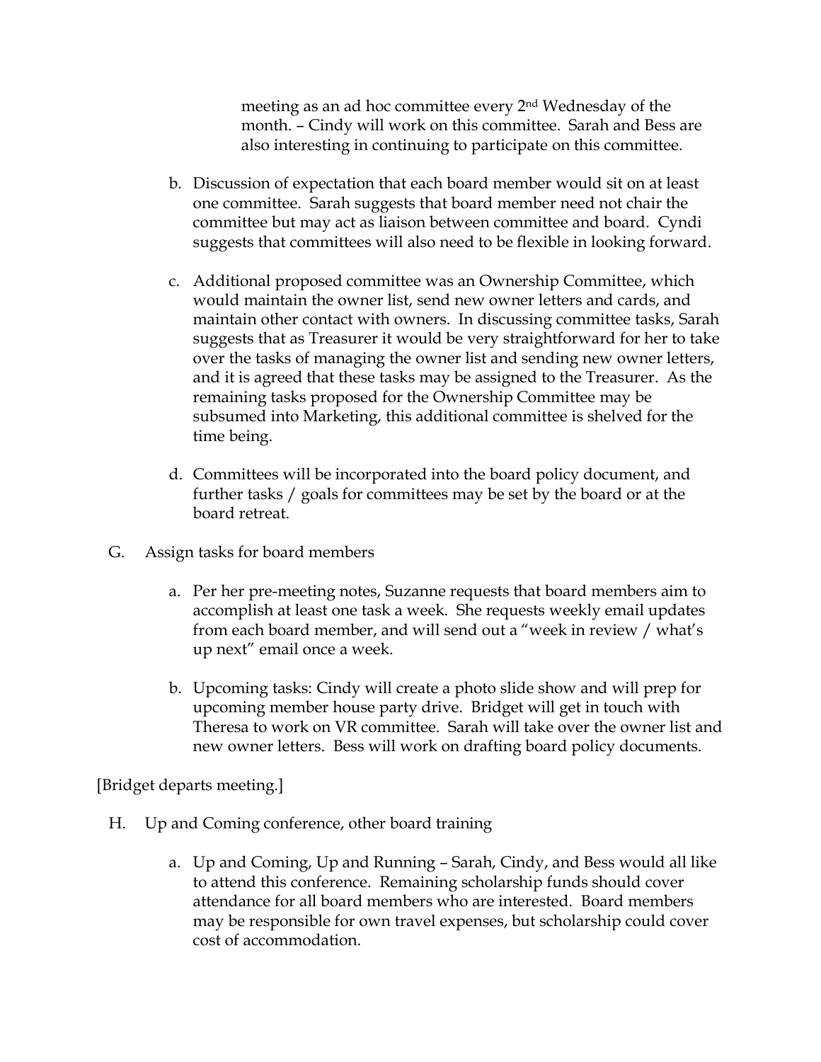meeting as an ad hoc committee every 2nd Wednesday of the month. – Cindy will work on this committee. Sarah and Bess are also interesting in continuing to participate on this committee.

b. Discussion of expectation that each board member would sit on at least one committee. Sarah suggests that board member need not chair the committee but may act as liaison between committee and board. Cyndi suggests that committees will also need to be flexible in looking forward.

c. Additional proposed committee was an Ownership Committee, which would maintain the owner list, send new owner letters and cards, and maintain other contact with owners. In discussing committee tasks, Sarah suggests that as Treasurer it would be very straightforward for her to take over the tasks of managing the owner list and sending new owner letters, and it is agreed that these tasks may be assigned to the Treasurer. As the remaining tasks proposed for the Ownership Committee may be subsumed into Marketing, this additional committee is shelved for the time being.

d. Committees will be incorporated into the board policy document, and further tasks / goals for committees may be set by the board or at the board retreat.

G. Assign tasks for board members

a. Per her pre-meeting notes, Suzanne requests that board members aim to accomplish at least one task a week. She requests weekly email updates from each board member, and will send out a "week in review / what's up next" email once a week.

b. Upcoming tasks: Cindy will create a photo slide show and will prep for upcoming member house party drive. Bridget will get in touch with Theresa to work on VR committee. Sarah will take over the owner list and new owner letters. Bess will work on drafting board policy documents.

[Bridget departs meeting.]

H. Up and Coming conference, other board training

a. Up and Coming, Up and Running – Sarah, Cindy, and Bess would all like to attend this conference. Remaining scholarship funds should cover attendance for all board members who are interested. Board members may be responsible for own travel expenses, but scholarship could cover cost of accommodation.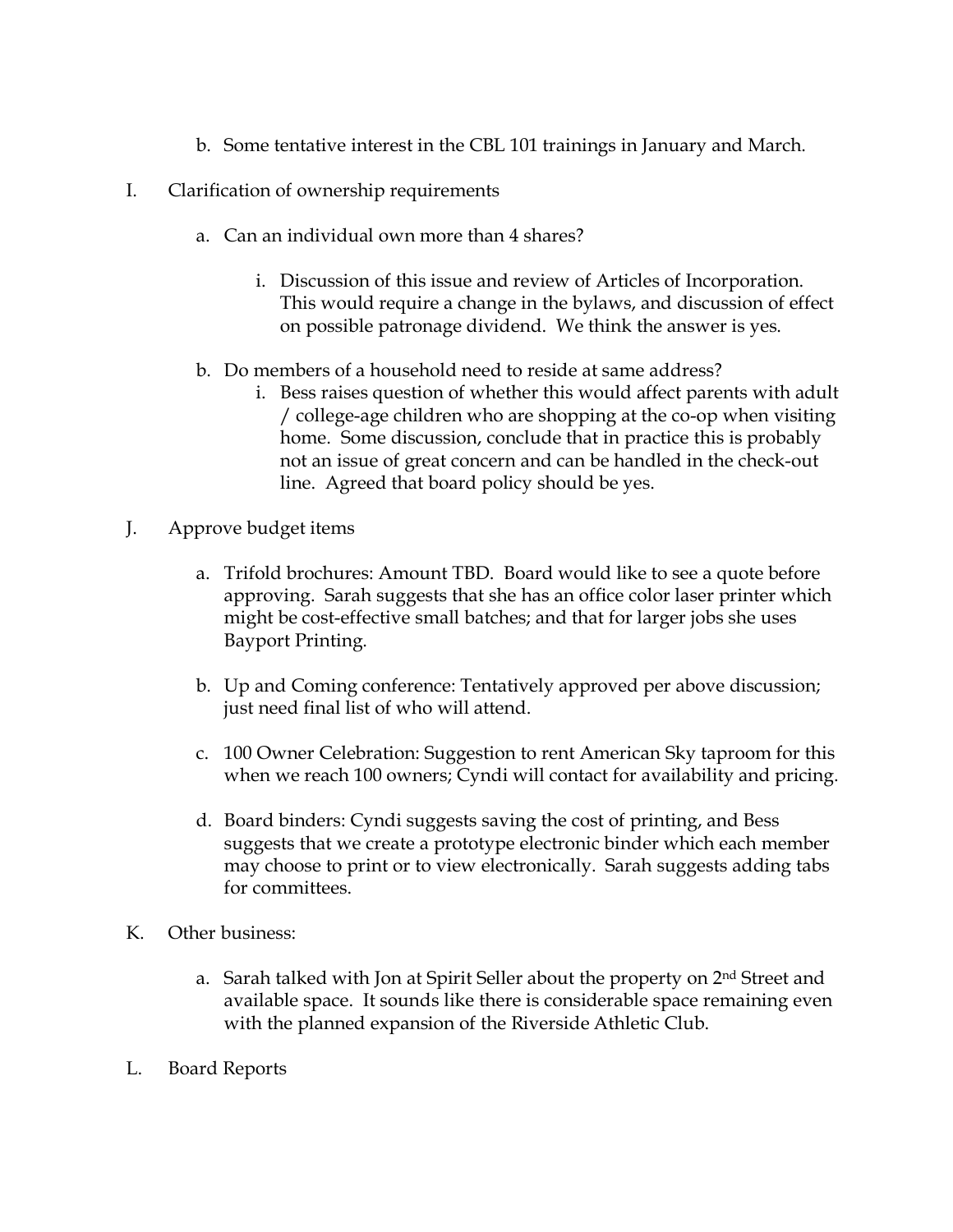b. Some tentative interest in the CBL 101 trainings in January and March.

I. Clarification of ownership requirements

   a. Can an individual own more than 4 shares?

      i. Discussion of this issue and review of Articles of Incorporation. This would require a change in the bylaws, and discussion of effect on possible patronage dividend. We think the answer is yes.

   b. Do members of a household need to reside at same address?

      i. Bess raises question of whether this would affect parents with adult / college-age children who are shopping at the co-op when visiting home. Some discussion, conclude that in practice this is probably not an issue of great concern and can be handled in the check-out line. Agreed that board policy should be yes.

J. Approve budget items

   a. Trifold brochures: Amount TBD. Board would like to see a quote before approving. Sarah suggests that she has an office color laser printer which might be cost-effective small batches; and that for larger jobs she uses Bayport Printing.

   b. Up and Coming conference: Tentatively approved per above discussion; just need final list of who will attend.

   c. 100 Owner Celebration: Suggestion to rent American Sky taproom for this when we reach 100 owners; Cyndi will contact for availability and pricing.

   d. Board binders: Cyndi suggests saving the cost of printing, and Bess suggests that we create a prototype electronic binder which each member may choose to print or to view electronically. Sarah suggests adding tabs for committees.

K. Other business:

   a. Sarah talked with Jon at Spirit Seller about the property on 2nd Street and available space. It sounds like there is considerable space remaining even with the planned expansion of the Riverside Athletic Club.

L. Board Reports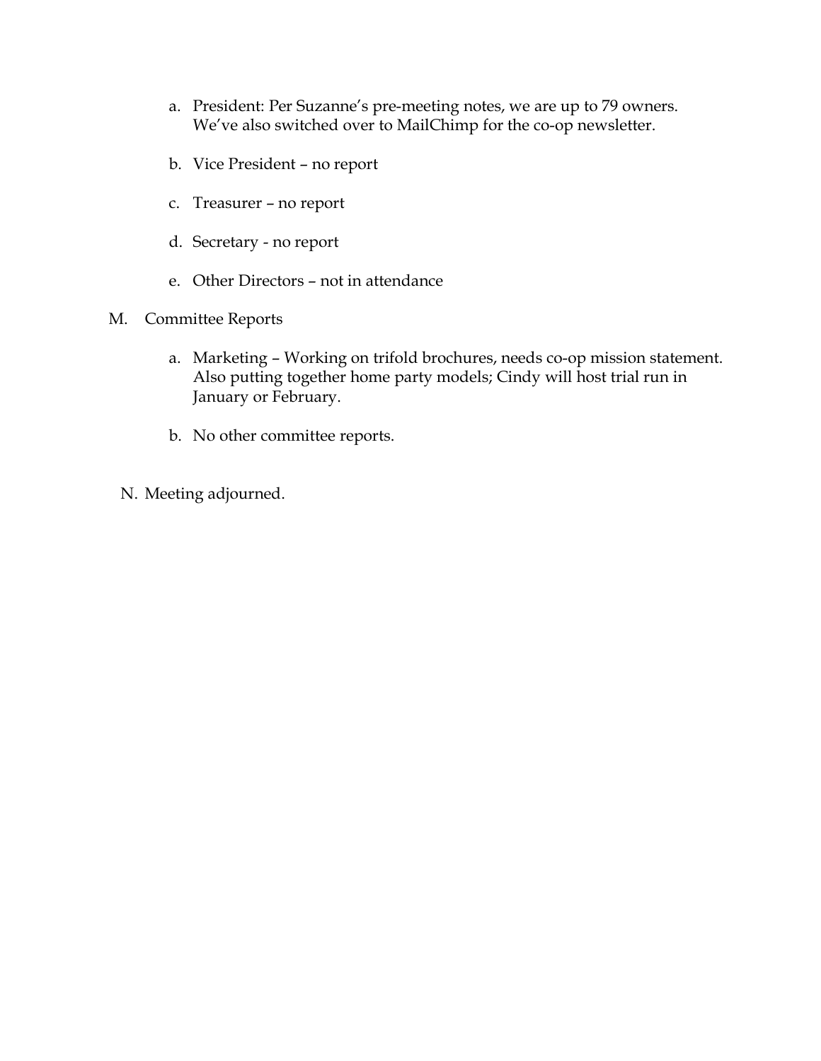a. President: Per Suzanne's pre-meeting notes, we are up to 79 owners. We've also switched over to MailChimp for the co-op newsletter.

b. Vice President – no report

c. Treasurer – no report

d. Secretary - no report

e. Other Directors – not in attendance

M. Committee Reports

a. Marketing – Working on trifold brochures, needs co-op mission statement. Also putting together home party models; Cindy will host trial run in January or February.

b. No other committee reports.

N. Meeting adjourned.